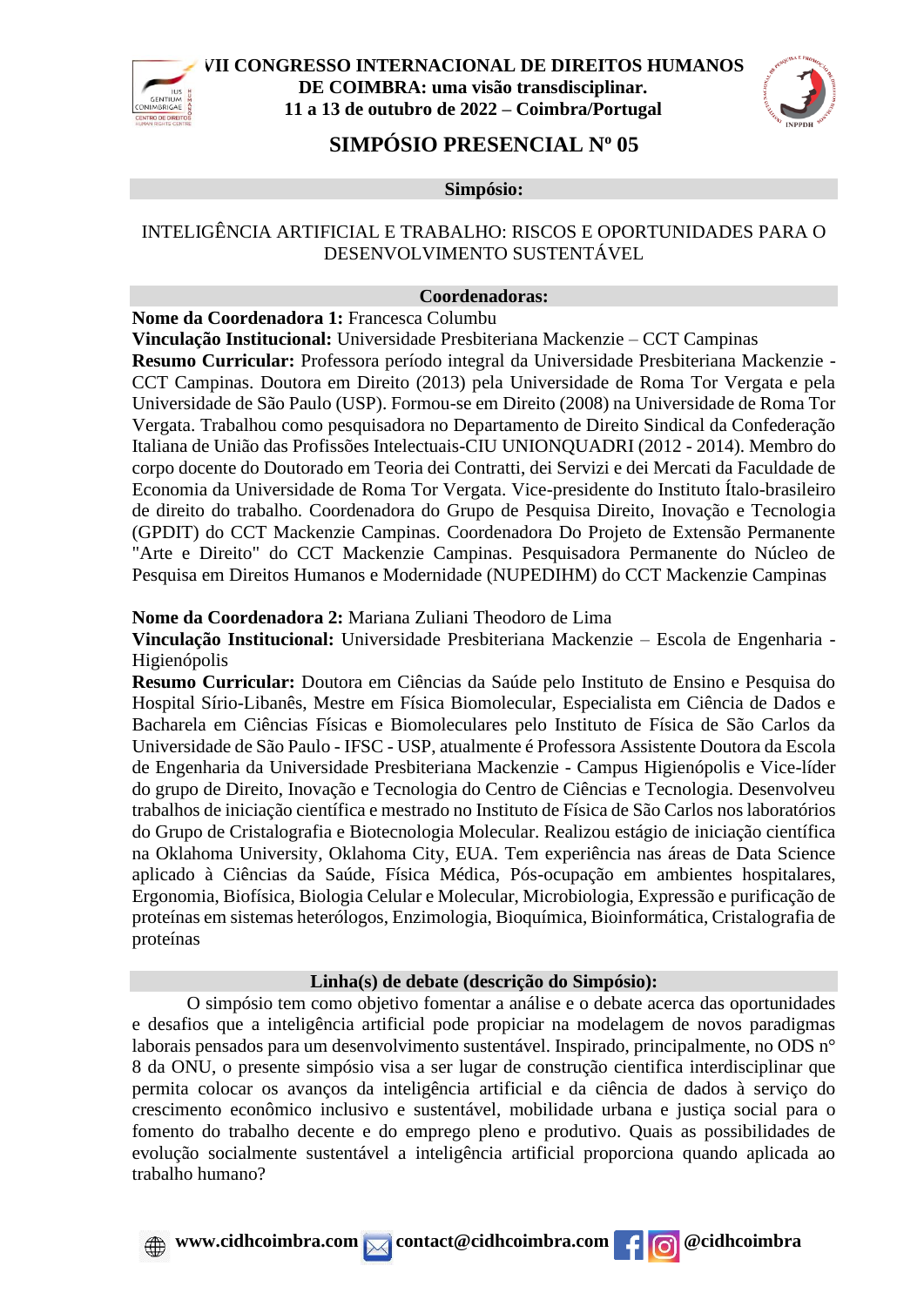# VII CONGRESSO INTERNACIONAL DE DIREITOS HUMANOS DE COIMBRA: uma visão transdisciplinar.
## 11 a 13 de outubro de 2022 – Coimbra/Portugal

## SIMPÓSIO PRESENCIAL Nº 05

### Simpósio:

INTELIGÊNCIA ARTIFICIAL E TRABALHO: RISCOS E OPORTUNIDADES PARA O DESENVOLVIMENTO SUSTENTÁVEL

### Coordenadoras:

**Nome da Coordenadora 1:** Francesca Columbu

**Vinculação Institucional:** Universidade Presbiteriana Mackenzie – CCT Campinas

**Resumo Curricular:** Professora período integral da Universidade Presbiteriana Mackenzie - CCT Campinas. Doutora em Direito (2013) pela Universidade de Roma Tor Vergata e pela Universidade de São Paulo (USP). Formou-se em Direito (2008) na Universidade de Roma Tor Vergata. Trabalhou como pesquisadora no Departamento de Direito Sindical da Confederação Italiana de União das Profissões Intelectuais-CIU UNIONQUADRI (2012 - 2014). Membro do corpo docente do Doutorado em Teoria dei Contratti, dei Servizi e dei Mercati da Faculdade de Economia da Universidade de Roma Tor Vergata. Vice-presidente do Instituto Ítalo-brasileiro de direito do trabalho. Coordenadora do Grupo de Pesquisa Direito, Inovação e Tecnologia (GPDIT) do CCT Mackenzie Campinas. Coordenadora Do Projeto de Extensão Permanente "Arte e Direito" do CCT Mackenzie Campinas. Pesquisadora Permanente do Núcleo de Pesquisa em Direitos Humanos e Modernidade (NUPEDIHM) do CCT Mackenzie Campinas

**Nome da Coordenadora 2:** Mariana Zuliani Theodoro de Lima

**Vinculação Institucional:** Universidade Presbiteriana Mackenzie – Escola de Engenharia - Higienópolis

**Resumo Curricular:** Doutora em Ciências da Saúde pelo Instituto de Ensino e Pesquisa do Hospital Sírio-Libanês, Mestre em Física Biomolecular, Especialista em Ciência de Dados e Bacharela em Ciências Físicas e Biomoleculares pelo Instituto de Física de São Carlos da Universidade de São Paulo - IFSC - USP, atualmente é Professora Assistente Doutora da Escola de Engenharia da Universidade Presbiteriana Mackenzie - Campus Higienópolis e Vice-líder do grupo de Direito, Inovação e Tecnologia do Centro de Ciências e Tecnologia. Desenvolveu trabalhos de iniciação científica e mestrado no Instituto de Física de São Carlos nos laboratórios do Grupo de Cristalografia e Biotecnologia Molecular. Realizou estágio de iniciação científica na Oklahoma University, Oklahoma City, EUA. Tem experiência nas áreas de Data Science aplicado à Ciências da Saúde, Física Médica, Pós-ocupação em ambientes hospitalares, Ergonomia, Biofísica, Biologia Celular e Molecular, Microbiologia, Expressão e purificação de proteínas em sistemas heterólogos, Enzimologia, Bioquímica, Bioinformática, Cristalografia de proteínas

### Linha(s) de debate (descrição do Simpósio):

O simpósio tem como objetivo fomentar a análise e o debate acerca das oportunidades e desafios que a inteligência artificial pode propiciar na modelagem de novos paradigmas laborais pensados para um desenvolvimento sustentável. Inspirado, principalmente, no ODS n° 8 da ONU, o presente simpósio visa a ser lugar de construção cientifica interdisciplinar que permita colocar os avanços da inteligência artificial e da ciência de dados à serviço do crescimento econômico inclusivo e sustentável, mobilidade urbana e justiça social para o fomento do trabalho decente e do emprego pleno e produtivo. Quais as possibilidades de evolução socialmente sustentável a inteligência artificial proporciona quando aplicada ao trabalho humano?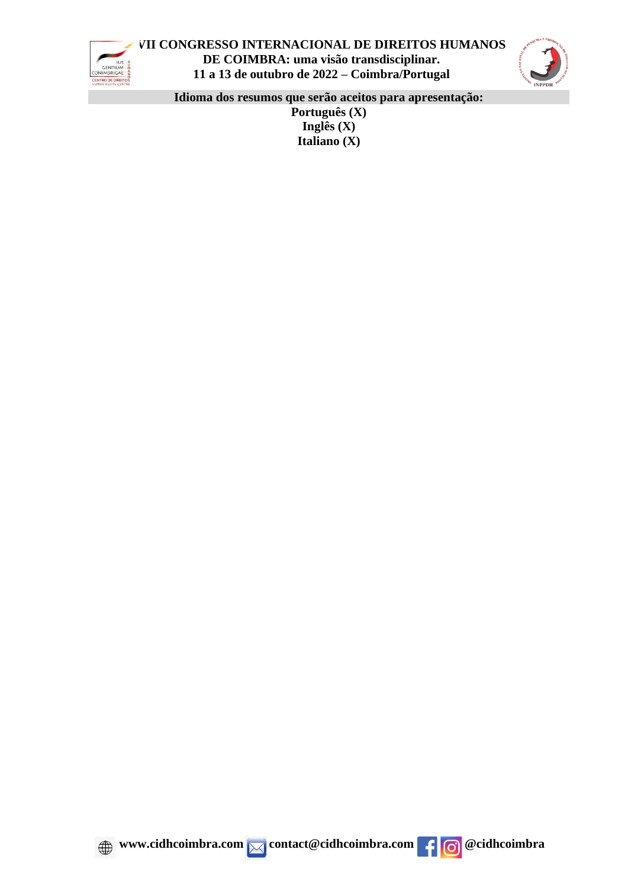**Idioma dos resumos que serão aceitos para apresentação:**

**Português (X)**
**Inglês (X)**
**Italiano (X)**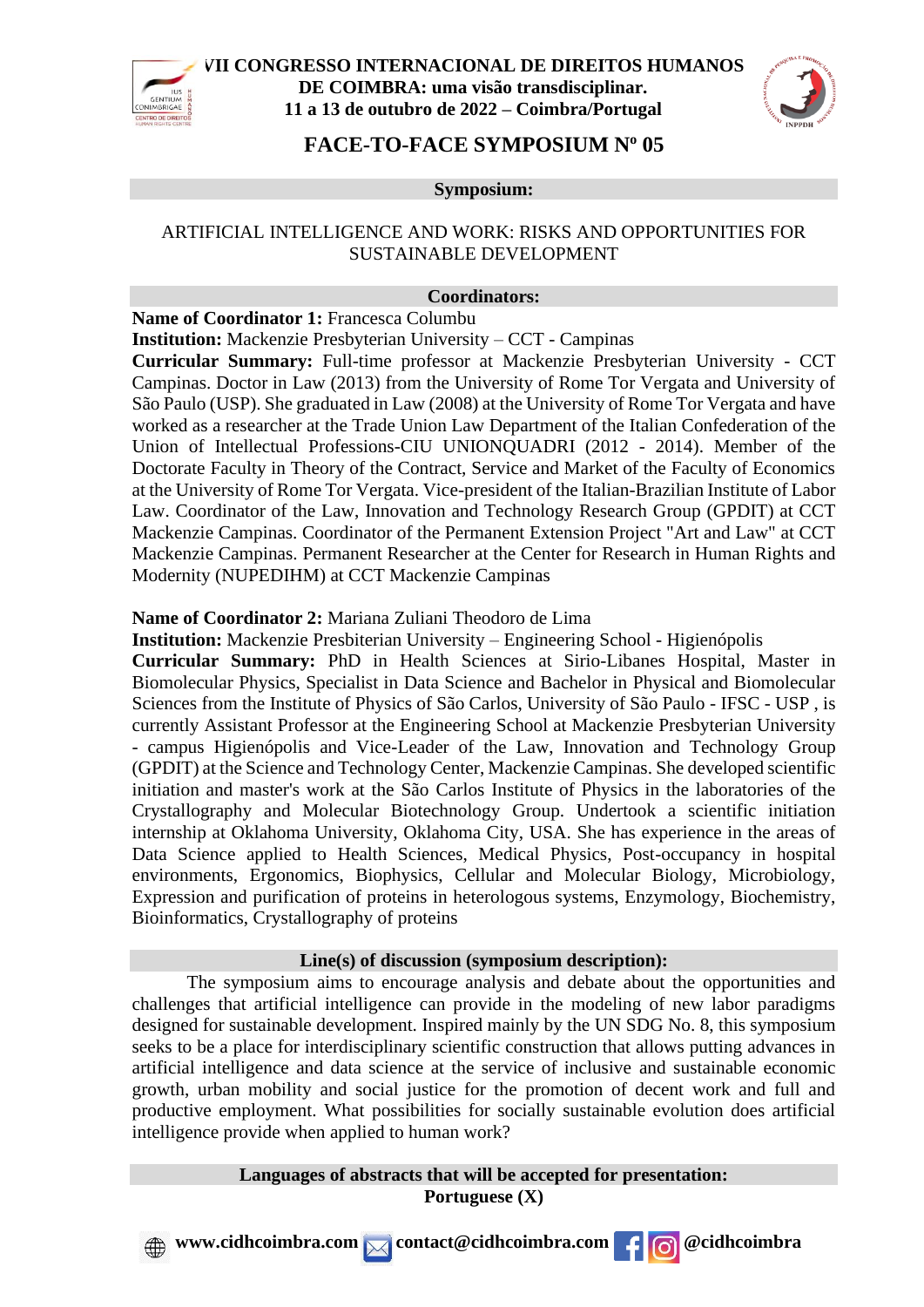# FACE-TO-FACE SYMPOSIUM Nº 05

## Symposium:

ARTIFICIAL INTELLIGENCE AND WORK: RISKS AND OPPORTUNITIES FOR SUSTAINABLE DEVELOPMENT

## Coordinators:

**Name of Coordinator 1:** Francesca Columbu
**Institution:** Mackenzie Presbyterian University – CCT - Campinas
**Curricular Summary:** Full-time professor at Mackenzie Presbyterian University - CCT Campinas. Doctor in Law (2013) from the University of Rome Tor Vergata and University of São Paulo (USP). She graduated in Law (2008) at the University of Rome Tor Vergata and have worked as a researcher at the Trade Union Law Department of the Italian Confederation of the Union of Intellectual Professions-CIU UNIONQUADRI (2012 - 2014). Member of the Doctorate Faculty in Theory of the Contract, Service and Market of the Faculty of Economics at the University of Rome Tor Vergata. Vice-president of the Italian-Brazilian Institute of Labor Law. Coordinator of the Law, Innovation and Technology Research Group (GPDIT) at CCT Mackenzie Campinas. Coordinator of the Permanent Extension Project "Art and Law" at CCT Mackenzie Campinas. Permanent Researcher at the Center for Research in Human Rights and Modernity (NUPEDIHM) at CCT Mackenzie Campinas

**Name of Coordinator 2:** Mariana Zuliani Theodoro de Lima
**Institution:** Mackenzie Presbiterian University – Engineering School - Higienópolis
**Curricular Summary:** PhD in Health Sciences at Sirio-Libanes Hospital, Master in Biomolecular Physics, Specialist in Data Science and Bachelor in Physical and Biomolecular Sciences from the Institute of Physics of São Carlos, University of São Paulo - IFSC - USP , is currently Assistant Professor at the Engineering School at Mackenzie Presbyterian University - campus Higienópolis and Vice-Leader of the Law, Innovation and Technology Group (GPDIT) at the Science and Technology Center, Mackenzie Campinas. She developed scientific initiation and master's work at the São Carlos Institute of Physics in the laboratories of the Crystallography and Molecular Biotechnology Group. Undertook a scientific initiation internship at Oklahoma University, Oklahoma City, USA. She has experience in the areas of Data Science applied to Health Sciences, Medical Physics, Post-occupancy in hospital environments, Ergonomics, Biophysics, Cellular and Molecular Biology, Microbiology, Expression and purification of proteins in heterologous systems, Enzymology, Biochemistry, Bioinformatics, Crystallography of proteins

## Line(s) of discussion (symposium description):

The symposium aims to encourage analysis and debate about the opportunities and challenges that artificial intelligence can provide in the modeling of new labor paradigms designed for sustainable development. Inspired mainly by the UN SDG No. 8, this symposium seeks to be a place for interdisciplinary scientific construction that allows putting advances in artificial intelligence and data science at the service of inclusive and sustainable economic growth, urban mobility and social justice for the promotion of decent work and full and productive employment. What possibilities for socially sustainable evolution does artificial intelligence provide when applied to human work?

## Languages of abstracts that will be accepted for presentation:

**Portuguese (X)**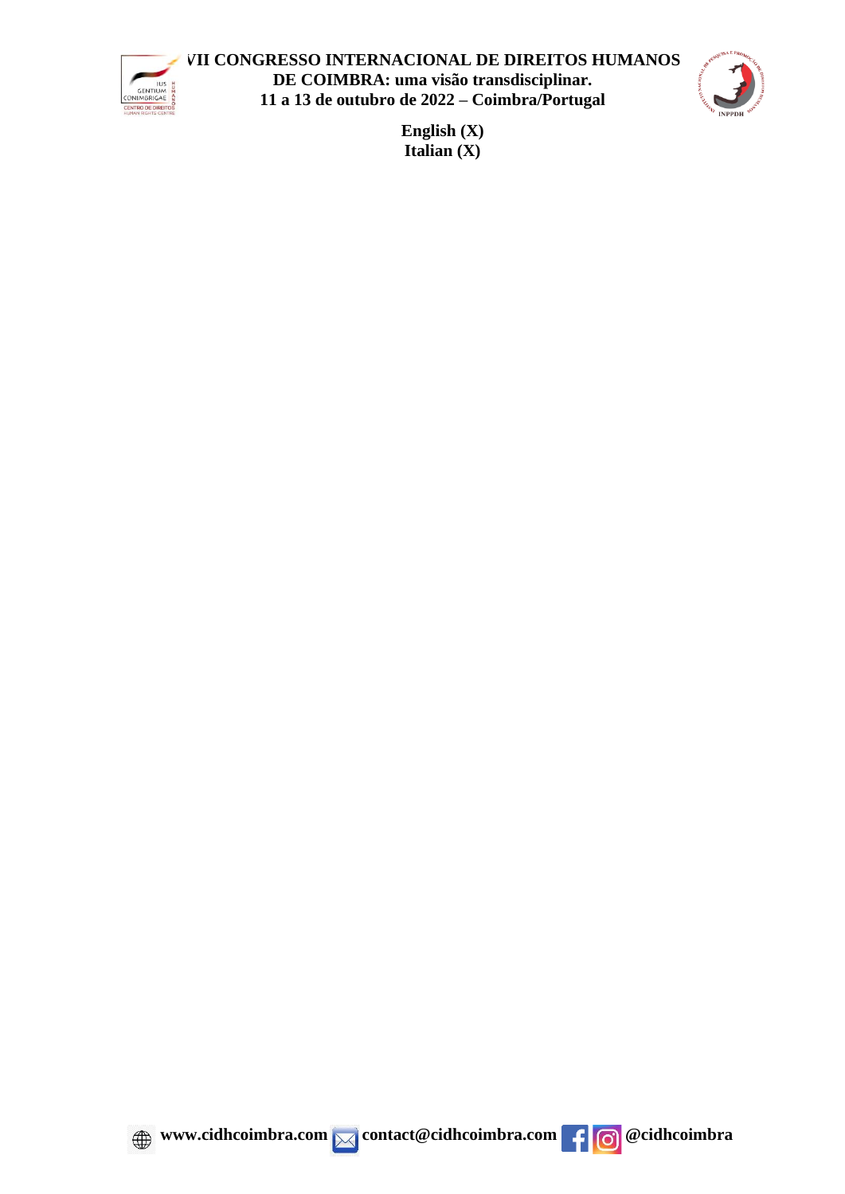**English (X)**
**Italian (X)**